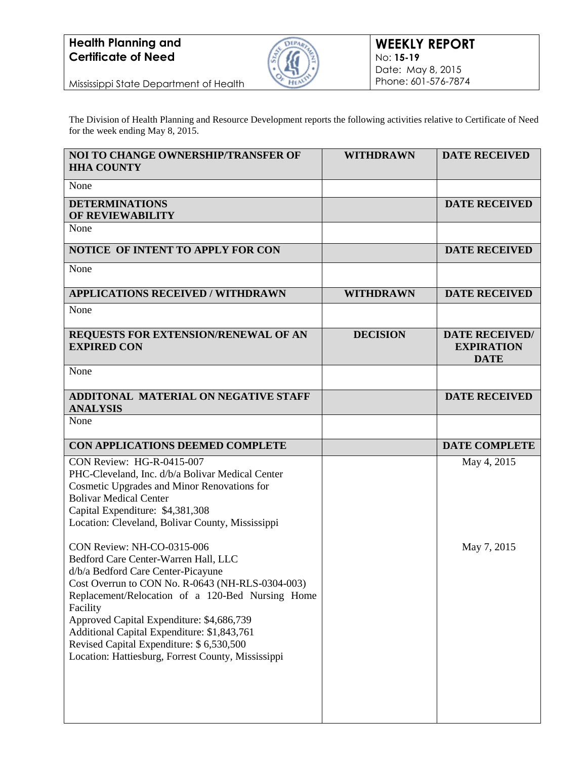**Health Planning and Certificate of Need**

Mississippi State Department of Health

**WEEKLY REPORT**
No: **15-19**
Date: May 8, 2015
Phone: 601-576-7874

The Division of Health Planning and Resource Development reports the following activities relative to Certificate of Need for the week ending May 8, 2015.

| NOI TO CHANGE OWNERSHIP/TRANSFER OF HHA COUNTY | WITHDRAWN | DATE RECEIVED |
|---|---|---|
| None | | |
| **DETERMINATIONS OF REVIEWABILITY** | | **DATE RECEIVED** |
| None | | |
| **NOTICE OF INTENT TO APPLY FOR CON** | | **DATE RECEIVED** |
| None | | |
| **APPLICATIONS RECEIVED / WITHDRAWN** | **WITHDRAWN** | **DATE RECEIVED** |
| None | | |
| **REQUESTS FOR EXTENSION/RENEWAL OF AN EXPIRED CON** | **DECISION** | **DATE RECEIVED/ EXPIRATION DATE** |
| None | | |
| **ADDITONAL MATERIAL ON NEGATIVE STAFF ANALYSIS** | | **DATE RECEIVED** |
| None | | |
| **CON APPLICATIONS DEEMED COMPLETE** | | **DATE COMPLETE** |
| CON Review: HG-R-0415-007<br>PHC-Cleveland, Inc. d/b/a Bolivar Medical Center<br>Cosmetic Upgrades and Minor Renovations for Bolivar Medical Center<br>Capital Expenditure: $4,381,308<br>Location: Cleveland, Bolivar County, Mississippi | | May 4, 2015 |
| CON Review: NH-CO-0315-006<br>Bedford Care Center-Warren Hall, LLC<br>d/b/a Bedford Care Center-Picayune<br>Cost Overrun to CON No. R-0643 (NH-RLS-0304-003)<br>Replacement/Relocation of a 120-Bed Nursing Home Facility<br>Approved Capital Expenditure: $4,686,739<br>Additional Capital Expenditure: $1,843,761<br>Revised Capital Expenditure: $ 6,530,500<br>Location: Hattiesburg, Forrest County, Mississippi | | May 7, 2015 |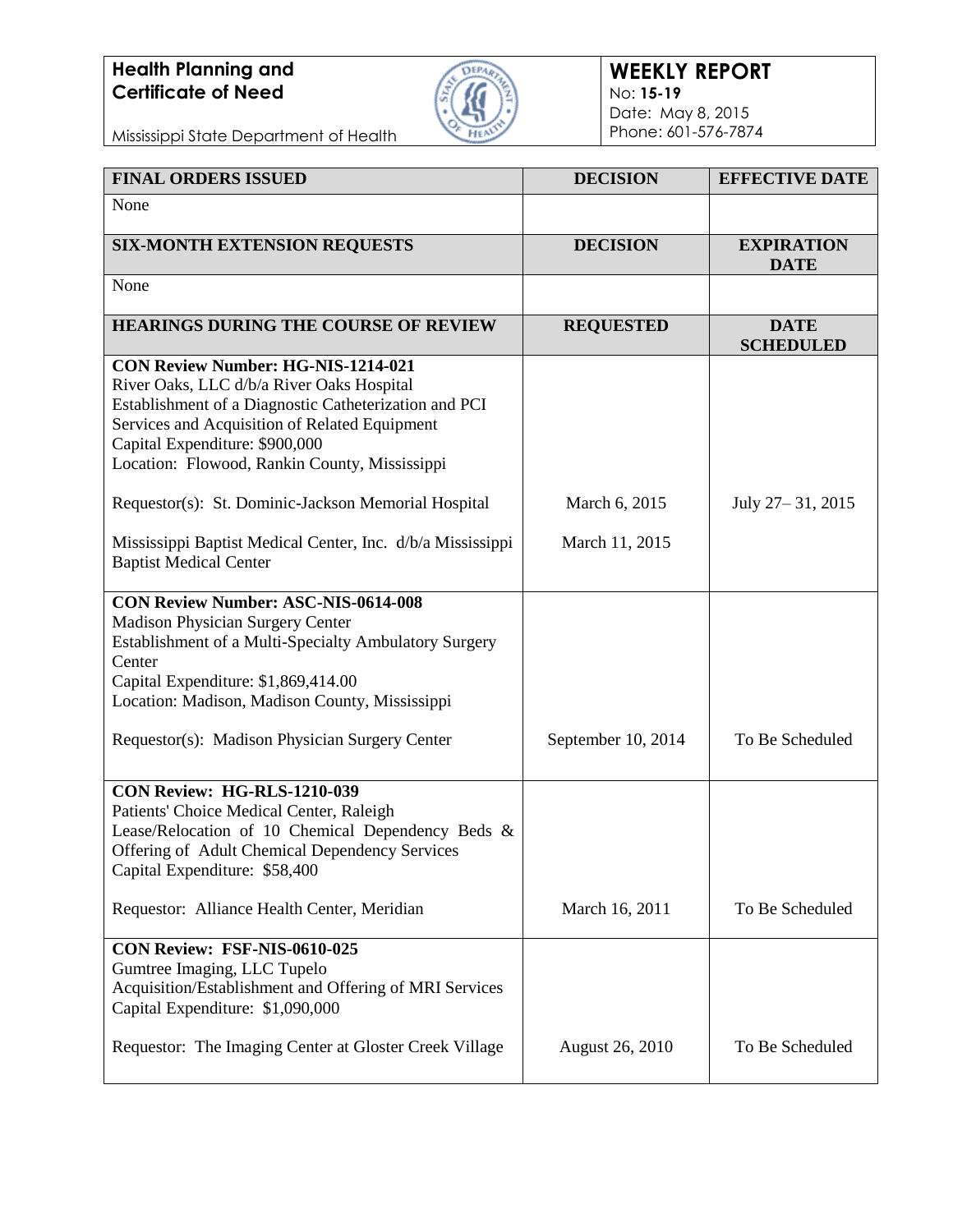**Health Planning and Certificate of Need**

Mississippi State Department of Health

**WEEKLY REPORT**
No: **15-19**
Date: May 8, 2015
Phone: 601-576-7874

| FINAL ORDERS ISSUED | DECISION | EFFECTIVE DATE |
|---|---|---|
| None | | |

| SIX-MONTH EXTENSION REQUESTS | DECISION | EXPIRATION DATE |
|---|---|---|
| None | | |

| HEARINGS DURING THE COURSE OF REVIEW | REQUESTED | DATE SCHEDULED |
|---|---|---|
| **CON Review Number: HG-NIS-1214-021**<br>River Oaks, LLC d/b/a River Oaks Hospital<br>Establishment of a Diagnostic Catheterization and PCI Services and Acquisition of Related Equipment<br>Capital Expenditure: $900,000<br>Location: Flowood, Rankin County, Mississippi | | |
| Requestor(s): St. Dominic-Jackson Memorial Hospital | March 6, 2015 | July 27– 31, 2015 |
| Mississippi Baptist Medical Center, Inc. d/b/a Mississippi Baptist Medical Center | March 11, 2015 | |
| **CON Review Number: ASC-NIS-0614-008**<br>Madison Physician Surgery Center<br>Establishment of a Multi-Specialty Ambulatory Surgery Center<br>Capital Expenditure: $1,869,414.00<br>Location: Madison, Madison County, Mississippi | | |
| Requestor(s): Madison Physician Surgery Center | September 10, 2014 | To Be Scheduled |
| **CON Review: HG-RLS-1210-039**<br>Patients' Choice Medical Center, Raleigh<br>Lease/Relocation of 10 Chemical Dependency Beds & Offering of Adult Chemical Dependency Services<br>Capital Expenditure: $58,400 | | |
| Requestor: Alliance Health Center, Meridian | March 16, 2011 | To Be Scheduled |
| **CON Review: FSF-NIS-0610-025**<br>Gumtree Imaging, LLC Tupelo<br>Acquisition/Establishment and Offering of MRI Services<br>Capital Expenditure: $1,090,000 | | |
| Requestor: The Imaging Center at Gloster Creek Village | August 26, 2010 | To Be Scheduled |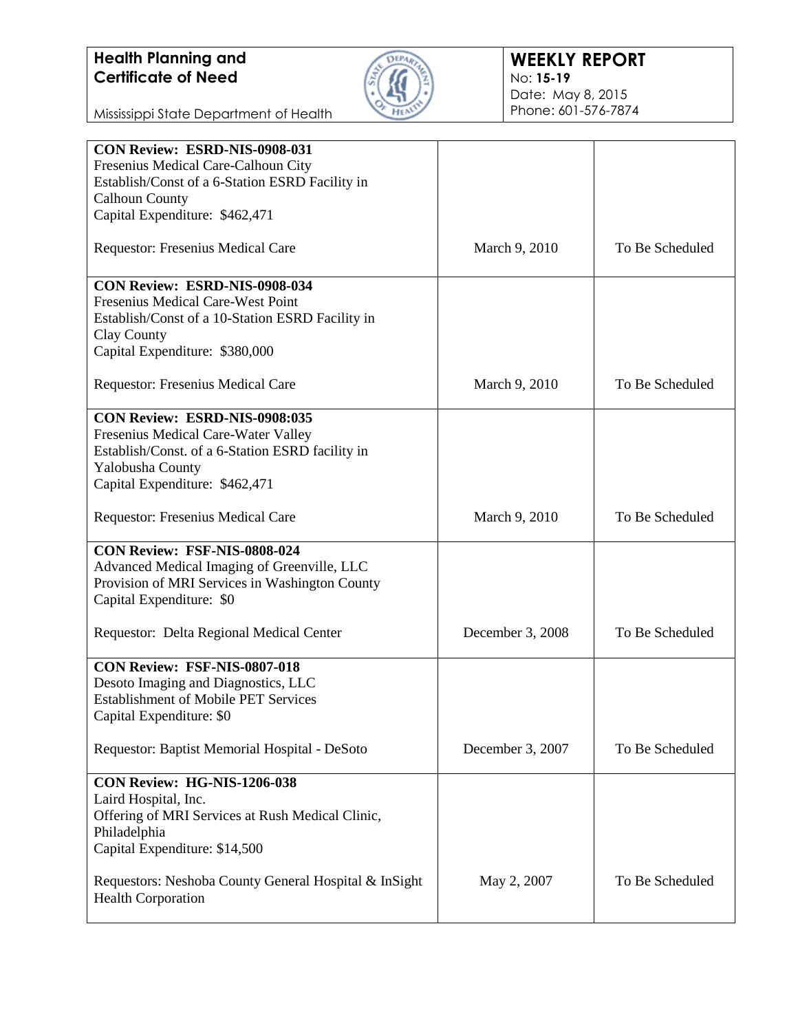| | | |
|---|---|---|
| **CON Review: ESRD-NIS-0908-031**<br>Fresenius Medical Care-Calhoun City<br>Establish/Const of a 6-Station ESRD Facility in Calhoun County<br>Capital Expenditure: $462,471<br><br>Requestor: Fresenius Medical Care | March 9, 2010 | To Be Scheduled |
| **CON Review: ESRD-NIS-0908-034**<br>Fresenius Medical Care-West Point<br>Establish/Const of a 10-Station ESRD Facility in Clay County<br>Capital Expenditure: $380,000<br><br>Requestor: Fresenius Medical Care | March 9, 2010 | To Be Scheduled |
| **CON Review: ESRD-NIS-0908:035**<br>Fresenius Medical Care-Water Valley<br>Establish/Const. of a 6-Station ESRD facility in Yalobusha County<br>Capital Expenditure: $462,471<br><br>Requestor: Fresenius Medical Care | March 9, 2010 | To Be Scheduled |
| **CON Review: FSF-NIS-0808-024**<br>Advanced Medical Imaging of Greenville, LLC<br>Provision of MRI Services in Washington County<br>Capital Expenditure: $0<br><br>Requestor: Delta Regional Medical Center | December 3, 2008 | To Be Scheduled |
| **CON Review: FSF-NIS-0807-018**<br>Desoto Imaging and Diagnostics, LLC<br>Establishment of Mobile PET Services<br>Capital Expenditure: $0<br><br>Requestor: Baptist Memorial Hospital - DeSoto | December 3, 2007 | To Be Scheduled |
| **CON Review: HG-NIS-1206-038**<br>Laird Hospital, Inc.<br>Offering of MRI Services at Rush Medical Clinic, Philadelphia<br>Capital Expenditure: $14,500<br><br>Requestors: Neshoba County General Hospital & InSight Health Corporation | May 2, 2007 | To Be Scheduled |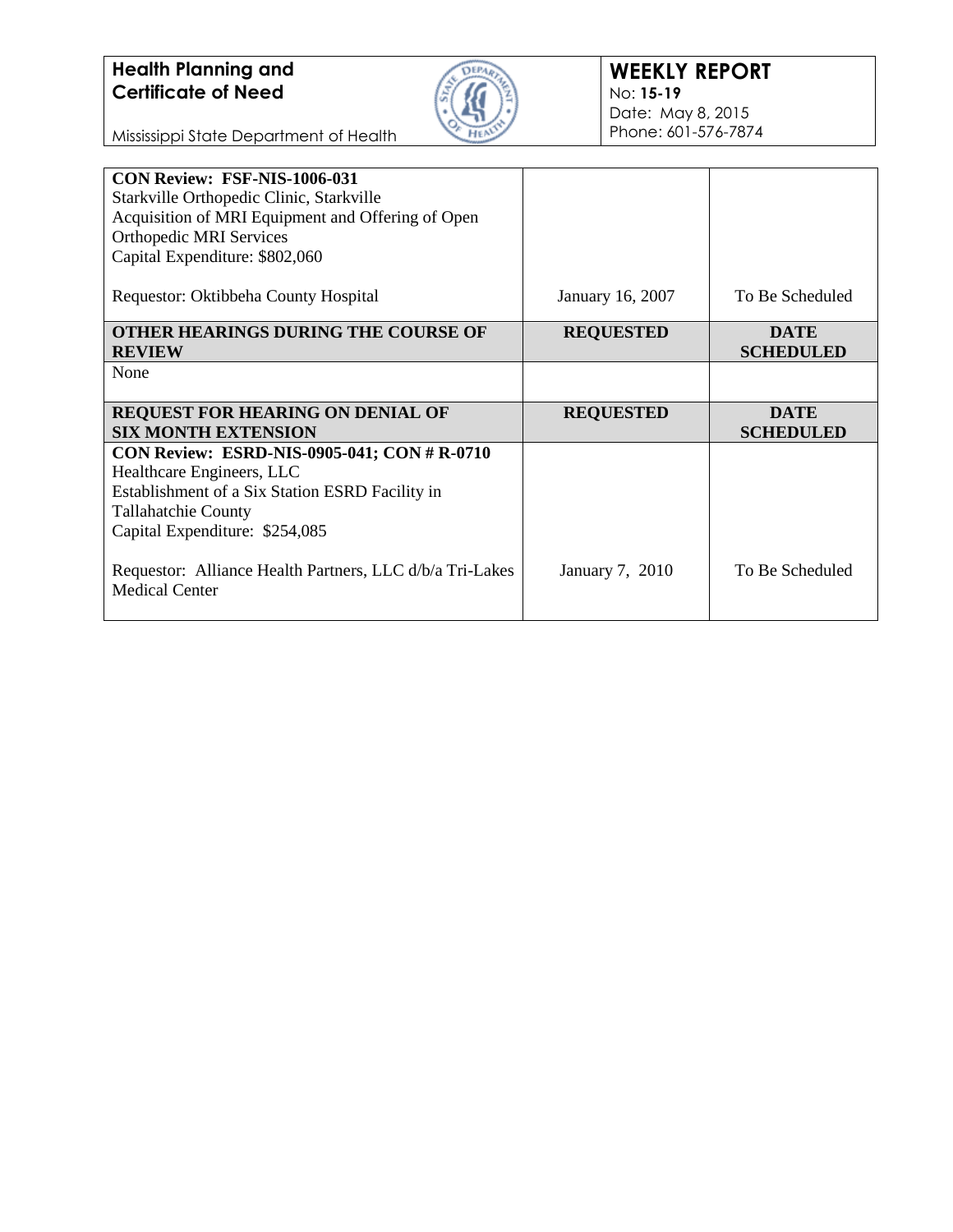| | | |
|---|---|---|
| **CON Review: FSF-NIS-1006-031**<br>Starkville Orthopedic Clinic, Starkville<br>Acquisition of MRI Equipment and Offering of Open Orthopedic MRI Services<br>Capital Expenditure: $802,060<br><br>Requestor: Oktibbeha County Hospital | January 16, 2007 | To Be Scheduled |
| **OTHER HEARINGS DURING THE COURSE OF REVIEW** | **REQUESTED** | **DATE SCHEDULED** |
| None | | |
| **REQUEST FOR HEARING ON DENIAL OF SIX MONTH EXTENSION** | **REQUESTED** | **DATE SCHEDULED** |
| **CON Review: ESRD-NIS-0905-041; CON # R-0710**<br>Healthcare Engineers, LLC<br>Establishment of a Six Station ESRD Facility in Tallahatchie County<br>Capital Expenditure: $254,085<br><br>Requestor: Alliance Health Partners, LLC d/b/a Tri-Lakes Medical Center | January 7, 2010 | To Be Scheduled |